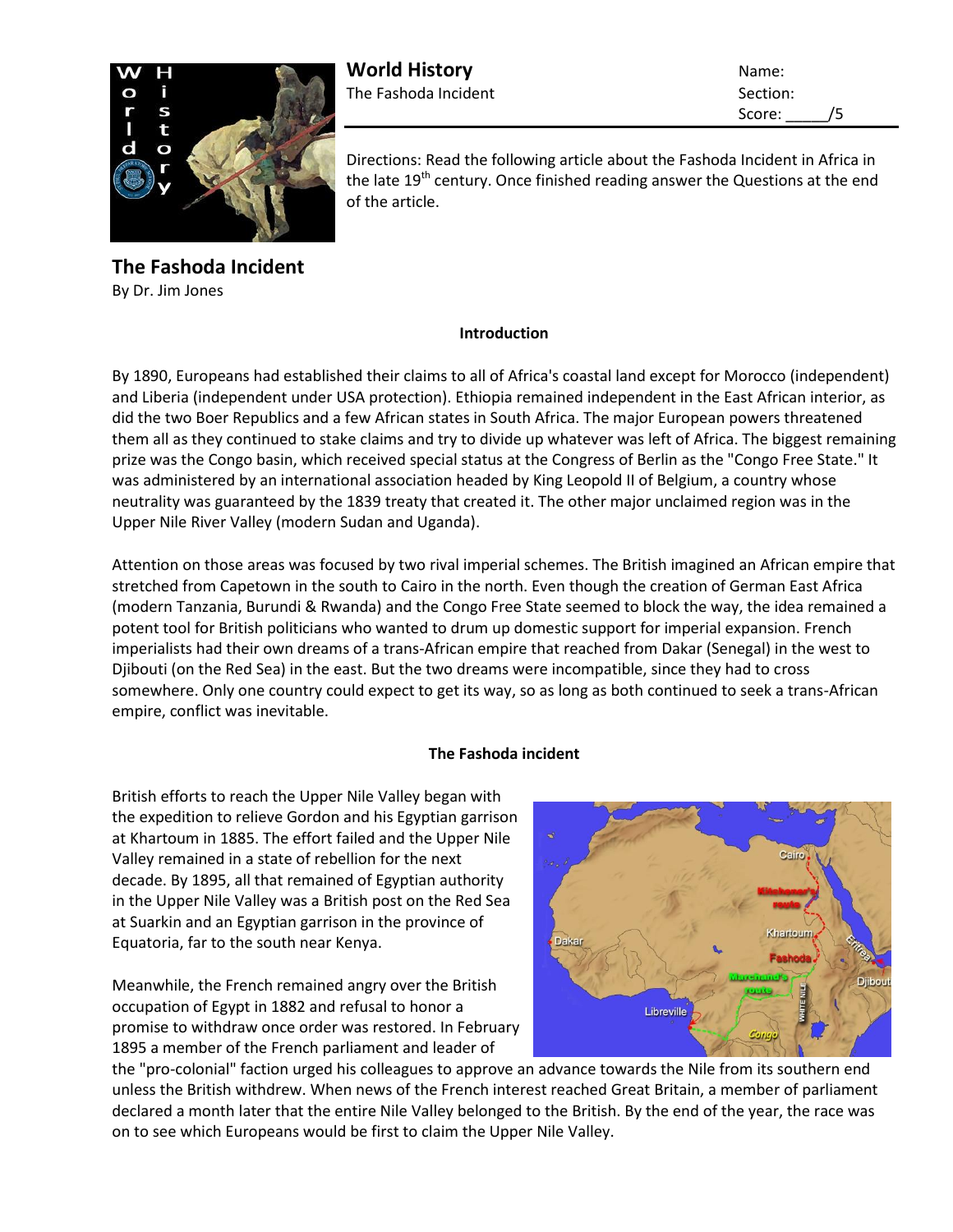# World History

The Fashoda Incident

Name:
Section:
Score: _____/5

Directions: Read the following article about the Fashoda Incident in Africa in the late 19th century. Once finished reading answer the Questions at the end of the article.

## The Fashoda Incident

By Dr. Jim Jones

### Introduction

By 1890, Europeans had established their claims to all of Africa's coastal land except for Morocco (independent) and Liberia (independent under USA protection). Ethiopia remained independent in the East African interior, as did the two Boer Republics and a few African states in South Africa. The major European powers threatened them all as they continued to stake claims and try to divide up whatever was left of Africa. The biggest remaining prize was the Congo basin, which received special status at the Congress of Berlin as the "Congo Free State." It was administered by an international association headed by King Leopold II of Belgium, a country whose neutrality was guaranteed by the 1839 treaty that created it. The other major unclaimed region was in the Upper Nile River Valley (modern Sudan and Uganda).

Attention on those areas was focused by two rival imperial schemes. The British imagined an African empire that stretched from Capetown in the south to Cairo in the north. Even though the creation of German East Africa (modern Tanzania, Burundi & Rwanda) and the Congo Free State seemed to block the way, the idea remained a potent tool for British politicians who wanted to drum up domestic support for imperial expansion. French imperialists had their own dreams of a trans-African empire that reached from Dakar (Senegal) in the west to Djibouti (on the Red Sea) in the east. But the two dreams were incompatible, since they had to cross somewhere. Only one country could expect to get its way, so as long as both continued to seek a trans-African empire, conflict was inevitable.

### The Fashoda incident

British efforts to reach the Upper Nile Valley began with the expedition to relieve Gordon and his Egyptian garrison at Khartoum in 1885. The effort failed and the Upper Nile Valley remained in a state of rebellion for the next decade. By 1895, all that remained of Egyptian authority in the Upper Nile Valley was a British post on the Red Sea at Suarkin and an Egyptian garrison in the province of Equatoria, far to the south near Kenya.

Meanwhile, the French remained angry over the British occupation of Egypt in 1882 and refusal to honor a promise to withdraw once order was restored. In February 1895 a member of the French parliament and leader of the "pro-colonial" faction urged his colleagues to approve an advance towards the Nile from its southern end unless the British withdrew. When news of the French interest reached Great Britain, a member of parliament declared a month later that the entire Nile Valley belonged to the British. By the end of the year, the race was on to see which Europeans would be first to claim the Upper Nile Valley.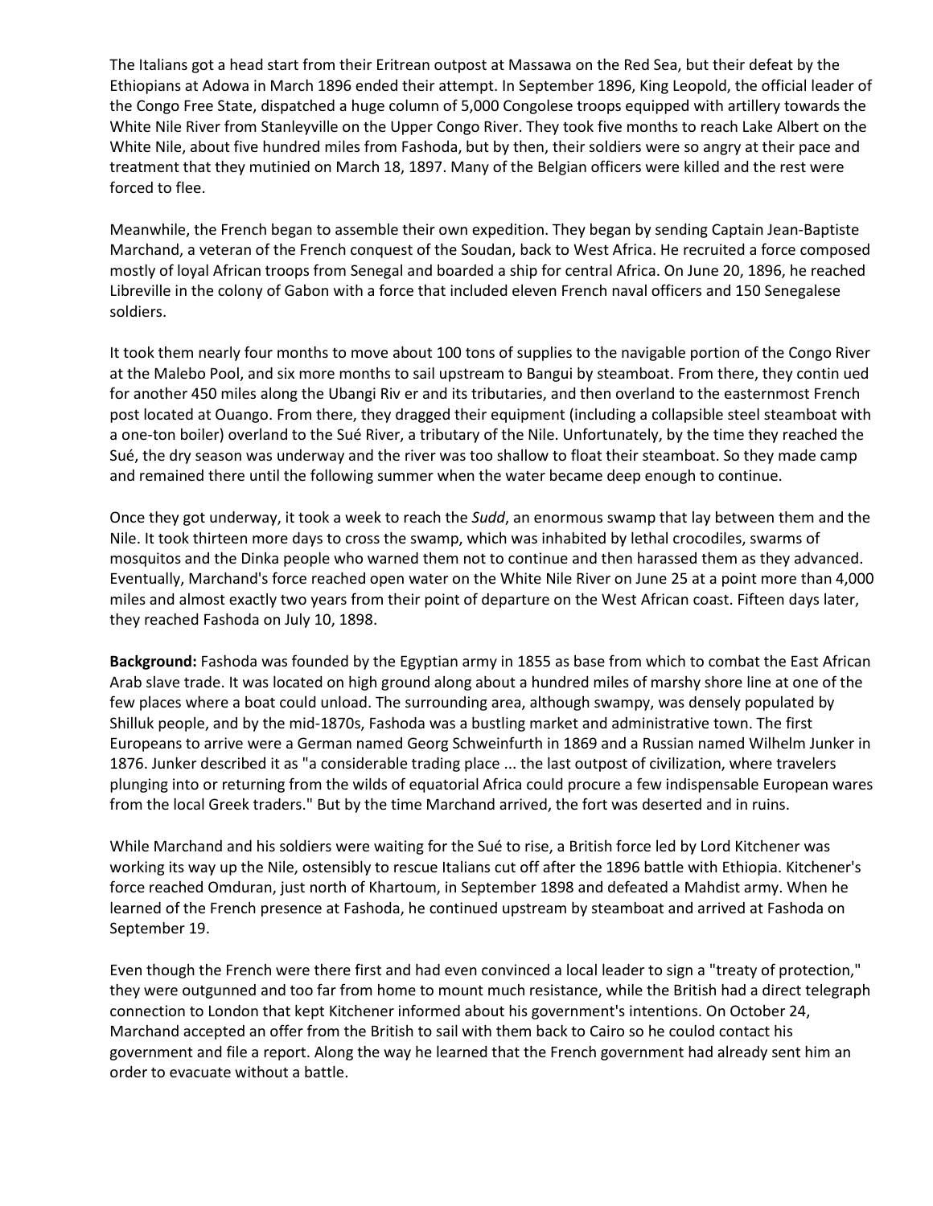The Italians got a head start from their Eritrean outpost at Massawa on the Red Sea, but their defeat by the Ethiopians at Adowa in March 1896 ended their attempt. In September 1896, King Leopold, the official leader of the Congo Free State, dispatched a huge column of 5,000 Congolese troops equipped with artillery towards the White Nile River from Stanleyville on the Upper Congo River. They took five months to reach Lake Albert on the White Nile, about five hundred miles from Fashoda, but by then, their soldiers were so angry at their pace and treatment that they mutinied on March 18, 1897. Many of the Belgian officers were killed and the rest were forced to flee.

Meanwhile, the French began to assemble their own expedition. They began by sending Captain Jean-Baptiste Marchand, a veteran of the French conquest of the Soudan, back to West Africa. He recruited a force composed mostly of loyal African troops from Senegal and boarded a ship for central Africa. On June 20, 1896, he reached Libreville in the colony of Gabon with a force that included eleven French naval officers and 150 Senegalese soldiers.

It took them nearly four months to move about 100 tons of supplies to the navigable portion of the Congo River at the Malebo Pool, and six more months to sail upstream to Bangui by steamboat. From there, they contin ued for another 450 miles along the Ubangi Riv er and its tributaries, and then overland to the easternmost French post located at Ouango. From there, they dragged their equipment (including a collapsible steel steamboat with a one-ton boiler) overland to the Sué River, a tributary of the Nile. Unfortunately, by the time they reached the Sué, the dry season was underway and the river was too shallow to float their steamboat. So they made camp and remained there until the following summer when the water became deep enough to continue.

Once they got underway, it took a week to reach the *Sudd*, an enormous swamp that lay between them and the Nile. It took thirteen more days to cross the swamp, which was inhabited by lethal crocodiles, swarms of mosquitos and the Dinka people who warned them not to continue and then harassed them as they advanced. Eventually, Marchand's force reached open water on the White Nile River on June 25 at a point more than 4,000 miles and almost exactly two years from their point of departure on the West African coast. Fifteen days later, they reached Fashoda on July 10, 1898.

**Background:** Fashoda was founded by the Egyptian army in 1855 as base from which to combat the East African Arab slave trade. It was located on high ground along about a hundred miles of marshy shore line at one of the few places where a boat could unload. The surrounding area, although swampy, was densely populated by Shilluk people, and by the mid-1870s, Fashoda was a bustling market and administrative town. The first Europeans to arrive were a German named Georg Schweinfurth in 1869 and a Russian named Wilhelm Junker in 1876. Junker described it as "a considerable trading place ... the last outpost of civilization, where travelers plunging into or returning from the wilds of equatorial Africa could procure a few indispensable European wares from the local Greek traders." But by the time Marchand arrived, the fort was deserted and in ruins.

While Marchand and his soldiers were waiting for the Sué to rise, a British force led by Lord Kitchener was working its way up the Nile, ostensibly to rescue Italians cut off after the 1896 battle with Ethiopia. Kitchener's force reached Omduran, just north of Khartoum, in September 1898 and defeated a Mahdist army. When he learned of the French presence at Fashoda, he continued upstream by steamboat and arrived at Fashoda on September 19.

Even though the French were there first and had even convinced a local leader to sign a "treaty of protection," they were outgunned and too far from home to mount much resistance, while the British had a direct telegraph connection to London that kept Kitchener informed about his government's intentions. On October 24, Marchand accepted an offer from the British to sail with them back to Cairo so he coulod contact his government and file a report. Along the way he learned that the French government had already sent him an order to evacuate without a battle.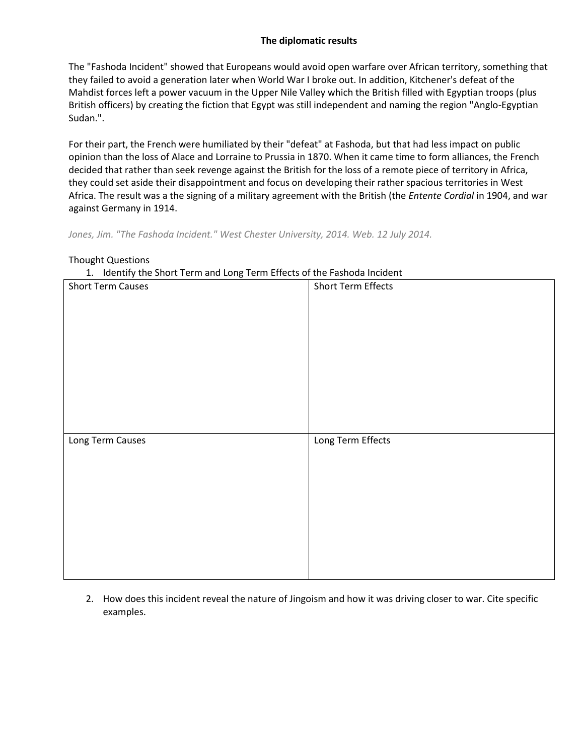**The diplomatic results**

The "Fashoda Incident" showed that Europeans would avoid open warfare over African territory, something that they failed to avoid a generation later when World War I broke out. In addition, Kitchener's defeat of the Mahdist forces left a power vacuum in the Upper Nile Valley which the British filled with Egyptian troops (plus British officers) by creating the fiction that Egypt was still independent and naming the region "Anglo-Egyptian Sudan.".

For their part, the French were humiliated by their "defeat" at Fashoda, but that had less impact on public opinion than the loss of Alace and Lorraine to Prussia in 1870. When it came time to form alliances, the French decided that rather than seek revenge against the British for the loss of a remote piece of territory in Africa, they could set aside their disappointment and focus on developing their rather spacious territories in West Africa. The result was a the signing of a military agreement with the British (the *Entente Cordial* in 1904, and war against Germany in 1914.

*Jones, Jim. "The Fashoda Incident." West Chester University, 2014. Web. 12 July 2014.*

Thought Questions

1. Identify the Short Term and Long Term Effects of the Fashoda Incident

| Short Term Causes | Short Term Effects |
| --- | --- |
| Long Term Causes | Long Term Effects |

2. How does this incident reveal the nature of Jingoism and how it was driving closer to war. Cite specific examples.